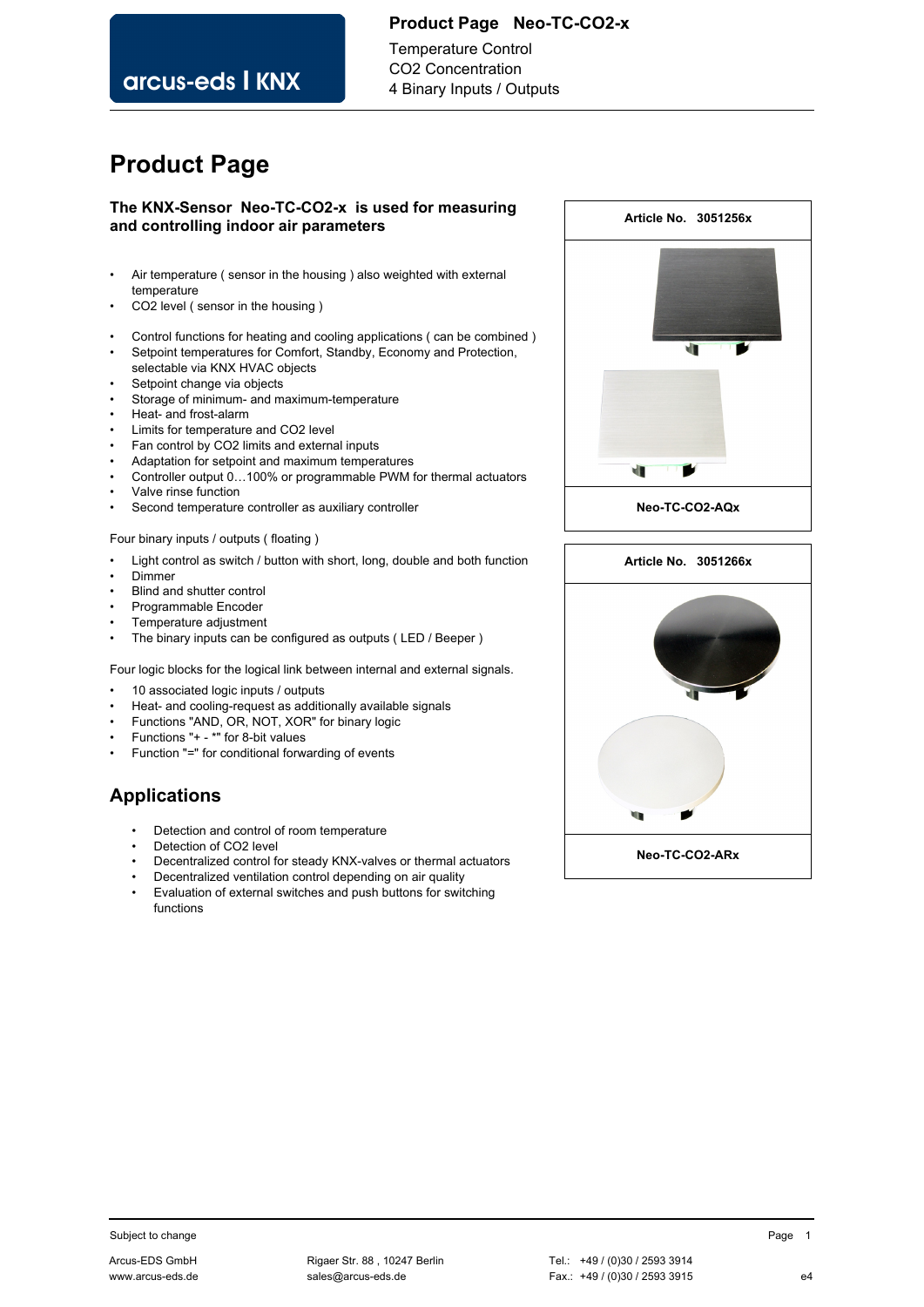# Product Page

**The KNX-Sensor Neo-TC-CO2-x is used for measuring and controlling indoor air parameters**

- Air temperature ( sensor in the housing ) also weighted with external temperature
- CO2 level ( sensor in the housing )

- Control functions for heating and cooling applications ( can be combined )
- Setpoint temperatures for Comfort, Standby, Economy and Protection, selectable via KNX HVAC objects
- Setpoint change via objects
- Storage of minimum- and maximum-temperature
- Heat- and frost-alarm
- Limits for temperature and CO2 level
- Fan control by CO2 limits and external inputs
- Adaptation for setpoint and maximum temperatures
- Controller output 0…100% or programmable PWM for thermal actuators
- Valve rinse function
- Second temperature controller as auxiliary controller

Four binary inputs / outputs ( floating )

- Light control as switch / button with short, long, double and both function
- Dimmer
- Blind and shutter control
- Programmable Encoder
- Temperature adjustment
- The binary inputs can be configured as outputs ( LED / Beeper )

Four logic blocks for the logical link between internal and external signals.

- 10 associated logic inputs / outputs
- Heat- and cooling-request as additionally available signals
- Functions "AND, OR, NOT, XOR" for binary logic
- Functions "+ - *" for 8-bit values
- Function "=" for conditional forwarding of events

## Applications

- Detection and control of room temperature
- Detection of CO2 level
- Decentralized control for steady KNX-valves or thermal actuators
- Decentralized ventilation control depending on air quality
- Evaluation of external switches and push buttons for switching functions

**Article No. 3051256x**

**Neo-TC-CO2-AQx**

**Article No. 3051266x**

**Neo-TC-CO2-ARx**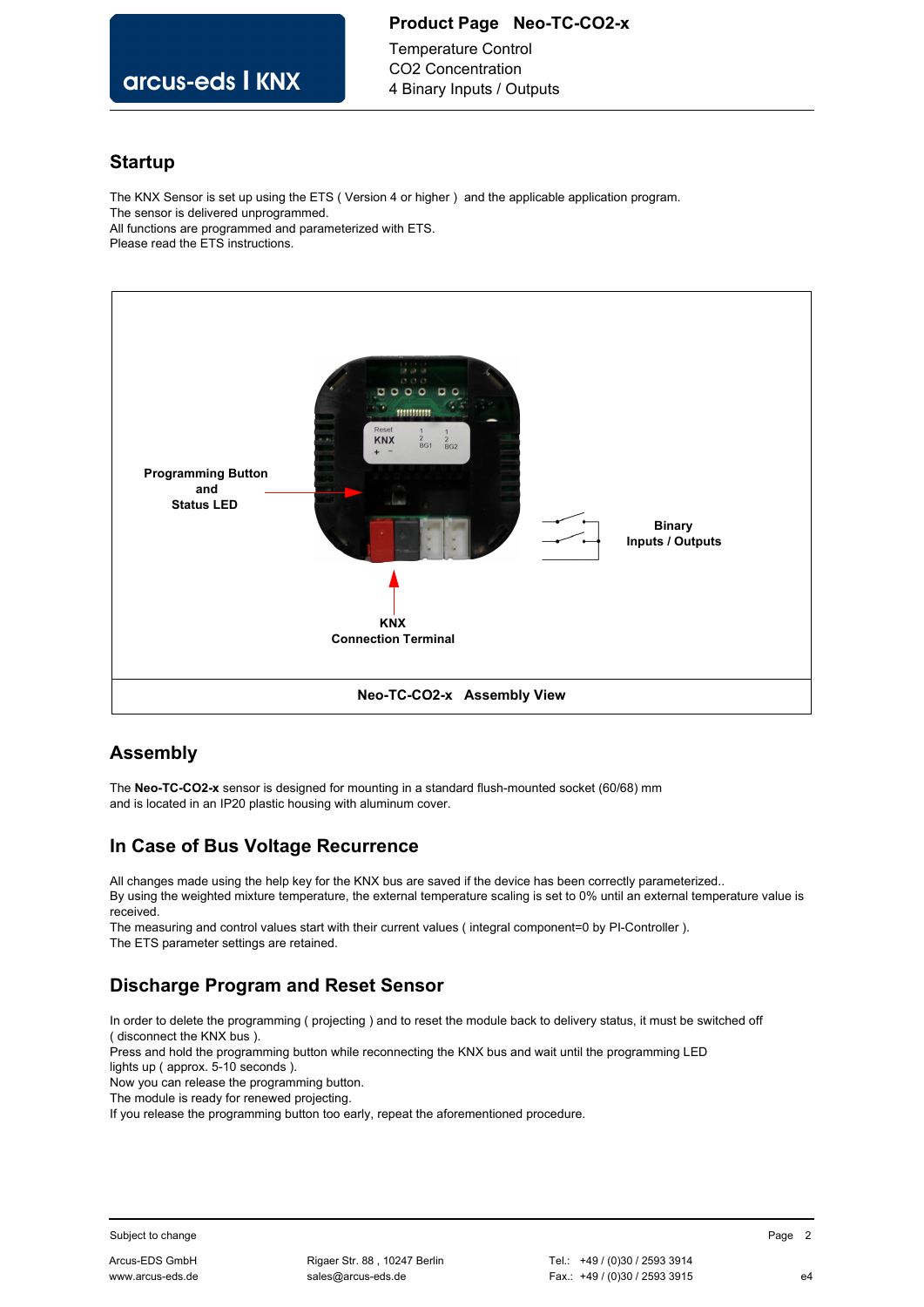## Startup

The KNX Sensor is set up using the ETS ( Version 4 or higher ) and the applicable application program.
The sensor is delivered unprogrammed.
All functions are programmed and parameterized with ETS.
Please read the ETS instructions.

Programming Button and Status LED

Binary Inputs / Outputs

KNX Connection Terminal

**Neo-TC-CO2-x Assembly View**

## Assembly

The **Neo-TC-CO2-x** sensor is designed for mounting in a standard flush-mounted socket (60/68) mm and is located in an IP20 plastic housing with aluminum cover.

## In Case of Bus Voltage Recurrence

All changes made using the help key for the KNX bus are saved if the device has been correctly parameterized..
By using the weighted mixture temperature, the external temperature scaling is set to 0% until an external temperature value is received.
The measuring and control values start with their current values ( integral component=0 by PI-Controller ).
The ETS parameter settings are retained.

## Discharge Program and Reset Sensor

In order to delete the programming ( projecting ) and to reset the module back to delivery status, it must be switched off ( disconnect the KNX bus ).
Press and hold the programming button while reconnecting the KNX bus and wait until the programming LED lights up ( approx. 5-10 seconds ).
Now you can release the programming button.
The module is ready for renewed projecting.
If you release the programming button too early, repeat the aforementioned procedure.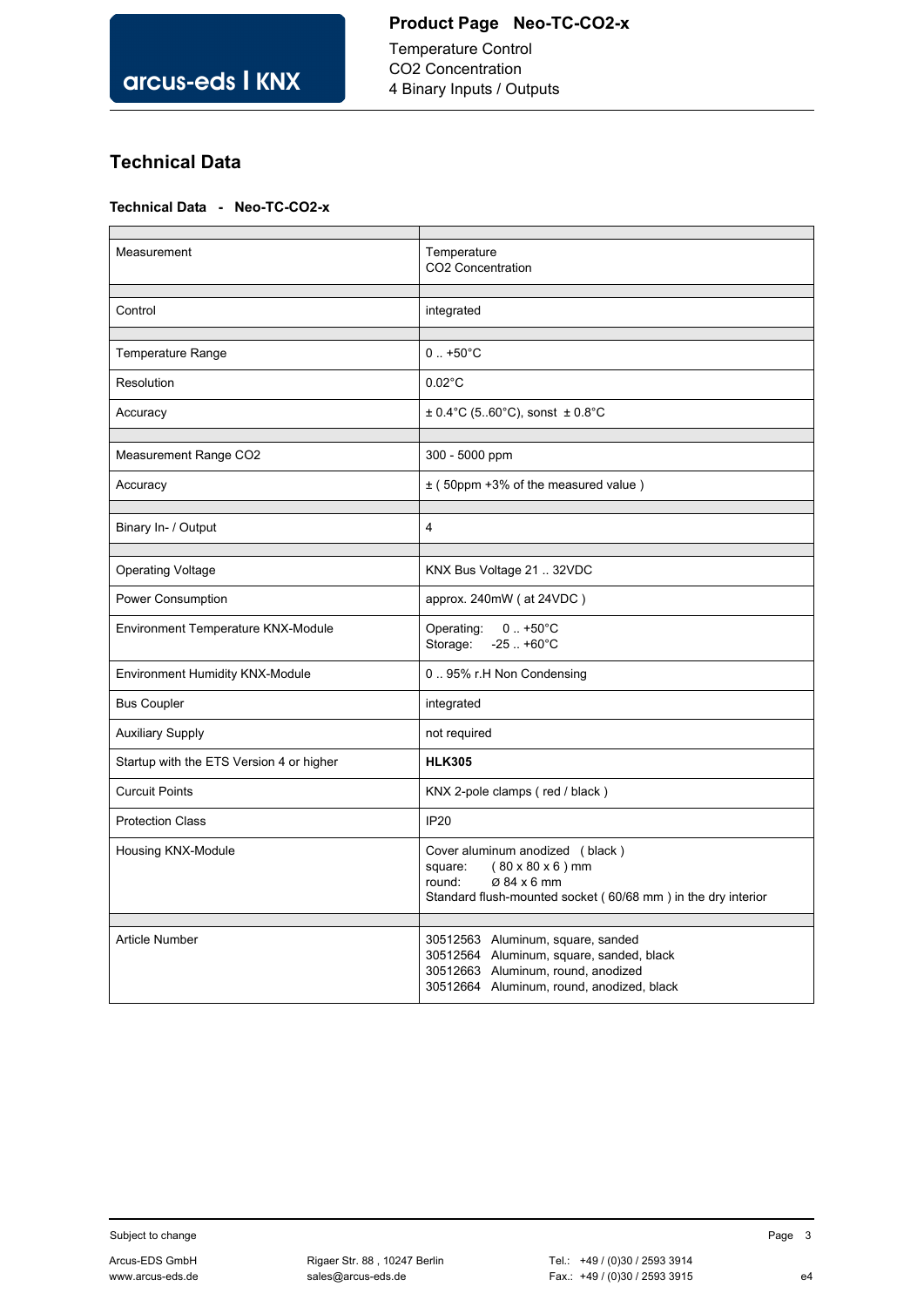# Technical Data

**Technical Data - Neo-TC-CO2-x**

| | |
|---|---|
| Measurement | Temperature<br>CO2 Concentration |
| | |
| Control | integrated |
| | |
| Temperature Range | 0 .. +50°C |
| Resolution | 0.02°C |
| Accuracy | ± 0.4°C (5..60°C), sonst ± 0.8°C |
| | |
| Measurement Range CO2 | 300 - 5000 ppm |
| Accuracy | ± ( 50ppm +3% of the measured value ) |
| | |
| Binary In- / Output | 4 |
| | |
| Operating Voltage | KNX Bus Voltage 21 .. 32VDC |
| Power Consumption | approx. 240mW ( at 24VDC ) |
| Environment Temperature KNX-Module | Operating: 0 .. +50°C<br>Storage: -25 .. +60°C |
| Environment Humidity KNX-Module | 0 .. 95% r.H Non Condensing |
| Bus Coupler | integrated |
| Auxiliary Supply | not required |
| Startup with the ETS Version 4 or higher | **HLK305** |
| Curcuit Points | KNX 2-pole clamps ( red / black ) |
| Protection Class | IP20 |
| Housing KNX-Module | Cover aluminum anodized ( black )<br>square: ( 80 x 80 x 6 ) mm<br>round: Ø 84 x 6 mm<br>Standard flush-mounted socket ( 60/68 mm ) in the dry interior |
| | |
| Article Number | 30512563 Aluminum, square, sanded<br>30512564 Aluminum, square, sanded, black<br>30512663 Aluminum, round, anodized<br>30512664 Aluminum, round, anodized, black |

Subject to change

Arcus-EDS GmbH
www.arcus-eds.de

Rigaer Str. 88 , 10247 Berlin
sales@arcus-eds.de

Tel.: +49 / (0)30 / 2593 3914
Fax.: +49 / (0)30 / 2593 3915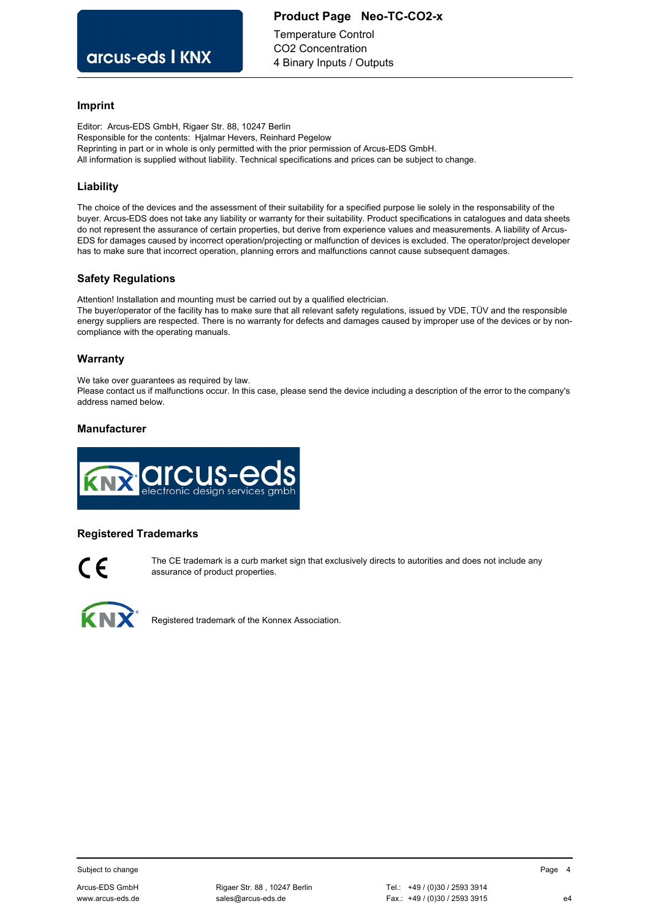## Imprint

Editor: Arcus-EDS GmbH, Rigaer Str. 88, 10247 Berlin
Responsible for the contents: Hjalmar Hevers, Reinhard Pegelow
Reprinting in part or in whole is only permitted with the prior permission of Arcus-EDS GmbH.
All information is supplied without liability. Technical specifications and prices can be subject to change.

## Liability

The choice of the devices and the assessment of their suitability for a specified purpose lie solely in the responsability of the buyer. Arcus-EDS does not take any liability or warranty for their suitability. Product specifications in catalogues and data sheets do not represent the assurance of certain properties, but derive from experience values and measurements. A liability of Arcus-EDS for damages caused by incorrect operation/projecting or malfunction of devices is excluded. The operator/project developer has to make sure that incorrect operation, planning errors and malfunctions cannot cause subsequent damages.

## Safety Regulations

Attention! Installation and mounting must be carried out by a qualified electrician.
The buyer/operator of the facility has to make sure that all relevant safety regulations, issued by VDE, TÜV and the responsible energy suppliers are respected. There is no warranty for defects and damages caused by improper use of the devices or by non-compliance with the operating manuals.

## Warranty

We take over guarantees as required by law.
Please contact us if malfunctions occur. In this case, please send the device including a description of the error to the company's address named below.

## Manufacturer

KNX arcus-eds
electronic design services gmbh

## Registered Trademarks

CE — The CE trademark is a curb market sign that exclusively directs to autorities and does not include any assurance of product properties.

KNX — Registered trademark of the Konnex Association.

Arcus-EDS GmbH | Rigaer Str. 88 , 10247 Berlin | Tel.: +49 / (0)30 / 2593 3914
www.arcus-eds.de | sales@arcus-eds.de | Fax.: +49 / (0)30 / 2593 3915